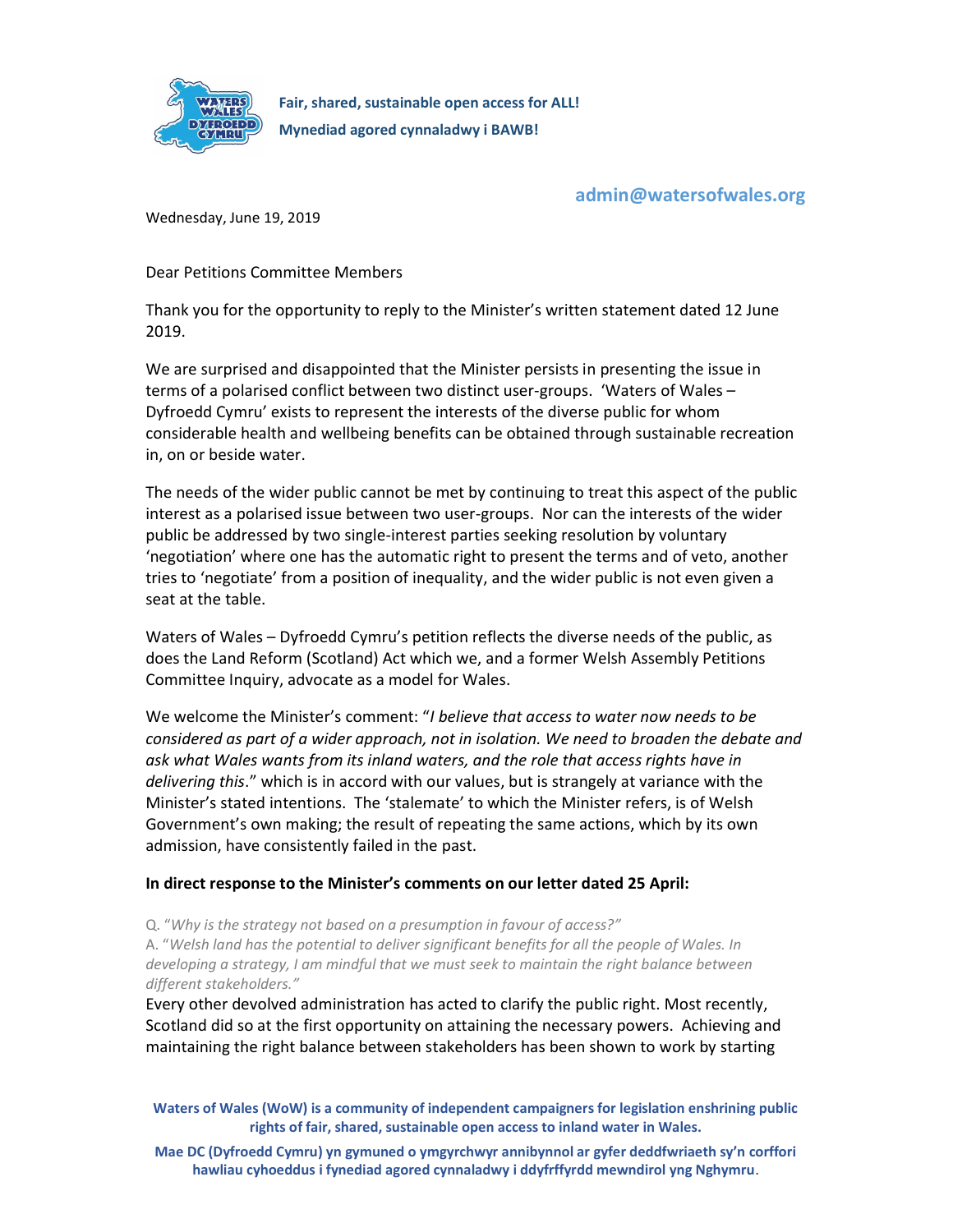**Fair, shared, sustainable open access for ALL!**

**Mynediad agored cynnaladwy i BAWB!**

**admin@watersofwales.org**

Wednesday, June 19, 2019

Dear Petitions Committee Members

Thank you for the opportunity to reply to the Minister's written statement dated 12 June 2019.

We are surprised and disappointed that the Minister persists in presenting the issue in terms of a polarised conflict between two distinct user-groups. 'Waters of Wales – Dyfroedd Cymru' exists to represent the interests of the diverse public for whom considerable health and wellbeing benefits can be obtained through sustainable recreation in, on or beside water.

The needs of the wider public cannot be met by continuing to treat this aspect of the public interest as a polarised issue between two user-groups. Nor can the interests of the wider public be addressed by two single-interest parties seeking resolution by voluntary 'negotiation' where one has the automatic right to present the terms and of veto, another tries to 'negotiate' from a position of inequality, and the wider public is not even given a seat at the table.

Waters of Wales – Dyfroedd Cymru's petition reflects the diverse needs of the public, as does the Land Reform (Scotland) Act which we, and a former Welsh Assembly Petitions Committee Inquiry, advocate as a model for Wales.

We welcome the Minister's comment: "*I believe that access to water now needs to be considered as part of a wider approach, not in isolation. We need to broaden the debate and ask what Wales wants from its inland waters, and the role that access rights have in delivering this*." which is in accord with our values, but is strangely at variance with the Minister's stated intentions. The 'stalemate' to which the Minister refers, is of Welsh Government's own making; the result of repeating the same actions, which by its own admission, have consistently failed in the past.

**In direct response to the Minister's comments on our letter dated 25 April:**

Q. "*Why is the strategy not based on a presumption in favour of access?"*
A. "*Welsh land has the potential to deliver significant benefits for all the people of Wales. In developing a strategy, I am mindful that we must seek to maintain the right balance between different stakeholders."*

Every other devolved administration has acted to clarify the public right. Most recently, Scotland did so at the first opportunity on attaining the necessary powers. Achieving and maintaining the right balance between stakeholders has been shown to work by starting

**Waters of Wales (WoW) is a community of independent campaigners for legislation enshrining public rights of fair, shared, sustainable open access to inland water in Wales.**

**Mae DC (Dyfroedd Cymru) yn gymuned o ymgyrchwyr annibynnol ar gyfer deddfwriaeth sy'n corffori hawliau cyhoeddus i fynediad agored cynnaladwy i ddyfrffyrdd mewndirol yng Nghymru**.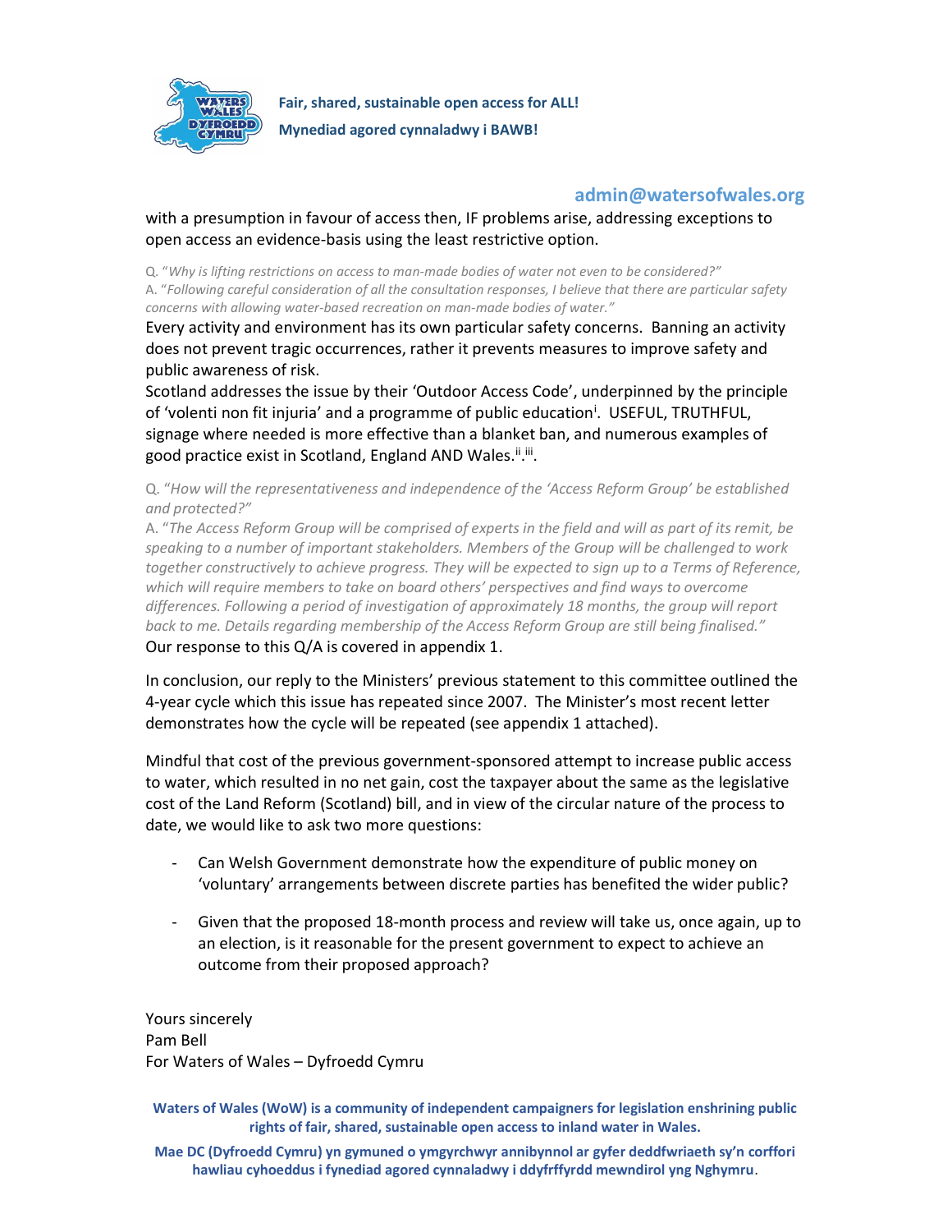with a presumption in favour of access then, IF problems arise, addressing exceptions to open access an evidence-basis using the least restrictive option.

Q. "*Why is lifting restrictions on access to man-made bodies of water not even to be considered?*"
A. "*Following careful consideration of all the consultation responses, I believe that there are particular safety concerns with allowing water-based recreation on man-made bodies of water.*"

Every activity and environment has its own particular safety concerns. Banning an activity does not prevent tragic occurrences, rather it prevents measures to improve safety and public awareness of risk.
Scotland addresses the issue by their 'Outdoor Access Code', underpinned by the principle of 'volenti non fit injuria' and a programme of public education[i]. USEFUL, TRUTHFUL, signage where needed is more effective than a blanket ban, and numerous examples of good practice exist in Scotland, England AND Wales.[ii].[iii].

Q. "*How will the representativeness and independence of the 'Access Reform Group' be established and protected?*"
A. "*The Access Reform Group will be comprised of experts in the field and will as part of its remit, be speaking to a number of important stakeholders. Members of the Group will be challenged to work together constructively to achieve progress. They will be expected to sign up to a Terms of Reference, which will require members to take on board others' perspectives and find ways to overcome differences. Following a period of investigation of approximately 18 months, the group will report back to me. Details regarding membership of the Access Reform Group are still being finalised.*"
Our response to this Q/A is covered in appendix 1.

In conclusion, our reply to the Ministers' previous statement to this committee outlined the 4-year cycle which this issue has repeated since 2007. The Minister's most recent letter demonstrates how the cycle will be repeated (see appendix 1 attached).

Mindful that cost of the previous government-sponsored attempt to increase public access to water, which resulted in no net gain, cost the taxpayer about the same as the legislative cost of the Land Reform (Scotland) bill, and in view of the circular nature of the process to date, we would like to ask two more questions:

- Can Welsh Government demonstrate how the expenditure of public money on 'voluntary' arrangements between discrete parties has benefited the wider public?
- Given that the proposed 18-month process and review will take us, once again, up to an election, is it reasonable for the present government to expect to achieve an outcome from their proposed approach?

Yours sincerely
Pam Bell
For Waters of Wales – Dyfroedd Cymru

**Waters of Wales (WoW) is a community of independent campaigners for legislation enshrining public rights of fair, shared, sustainable open access to inland water in Wales.**

**Mae DC (Dyfroedd Cymru) yn gymuned o ymgyrchwyr annibynnol ar gyfer deddfwriaeth sy'n corffori hawliau cyhoeddus i fynediad agored cynnaladwy i ddyfrffyrdd mewndirol yng Nghymru.**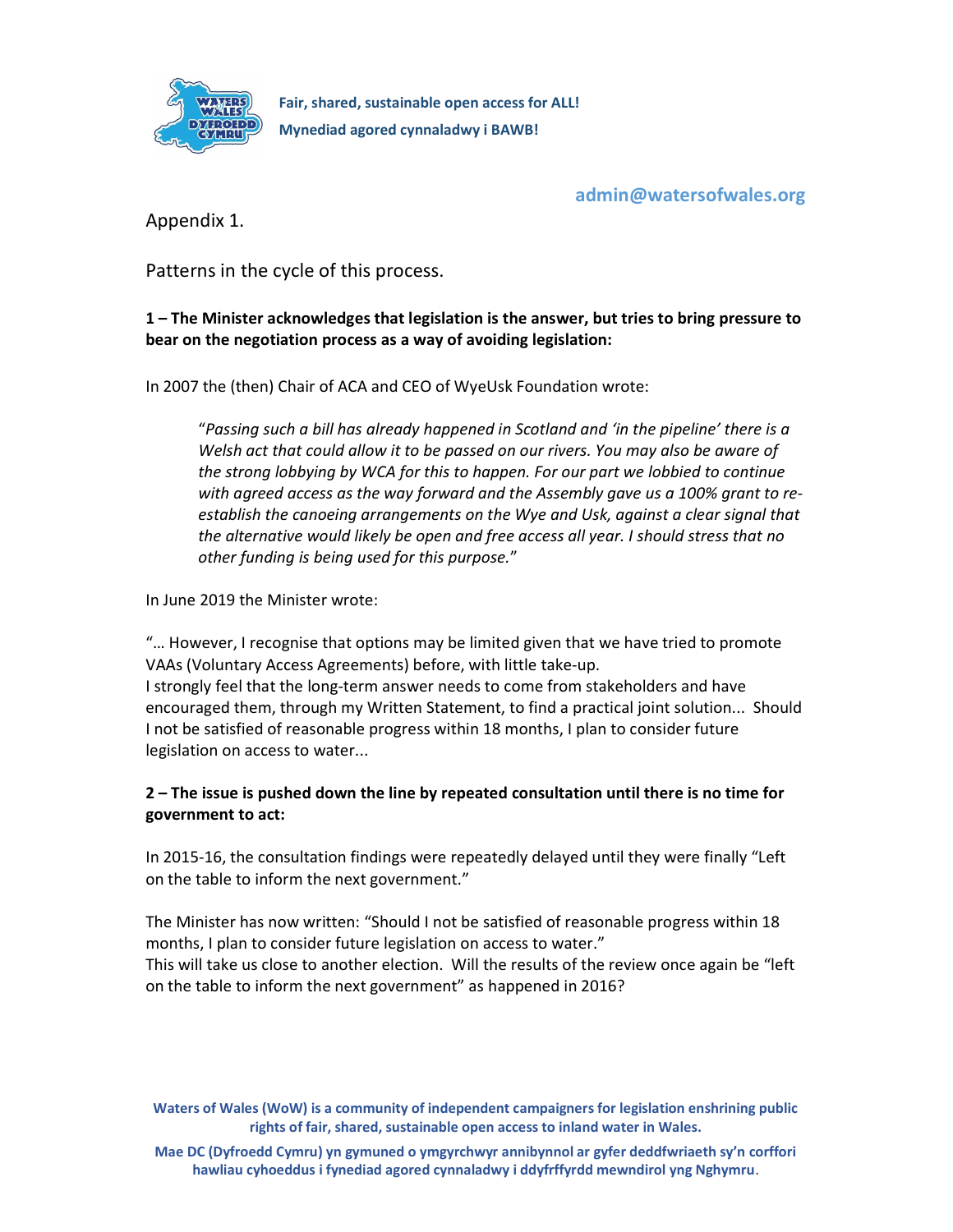Appendix 1.

Patterns in the cycle of this process.

**1 – The Minister acknowledges that legislation is the answer, but tries to bring pressure to bear on the negotiation process as a way of avoiding legislation:**

In 2007 the (then) Chair of ACA and CEO of WyeUsk Foundation wrote:

> "*Passing such a bill has already happened in Scotland and 'in the pipeline' there is a Welsh act that could allow it to be passed on our rivers. You may also be aware of the strong lobbying by WCA for this to happen. For our part we lobbied to continue with agreed access as the way forward and the Assembly gave us a 100% grant to re-establish the canoeing arrangements on the Wye and Usk, against a clear signal that the alternative would likely be open and free access all year. I should stress that no other funding is being used for this purpose.*"

In June 2019 the Minister wrote:

"… However, I recognise that options may be limited given that we have tried to promote VAAs (Voluntary Access Agreements) before, with little take-up.
I strongly feel that the long-term answer needs to come from stakeholders and have encouraged them, through my Written Statement, to find a practical joint solution... Should I not be satisfied of reasonable progress within 18 months, I plan to consider future legislation on access to water...

**2 – The issue is pushed down the line by repeated consultation until there is no time for government to act:**

In 2015-16, the consultation findings were repeatedly delayed until they were finally "Left on the table to inform the next government."

The Minister has now written: "Should I not be satisfied of reasonable progress within 18 months, I plan to consider future legislation on access to water."
This will take us close to another election. Will the results of the review once again be "left on the table to inform the next government" as happened in 2016?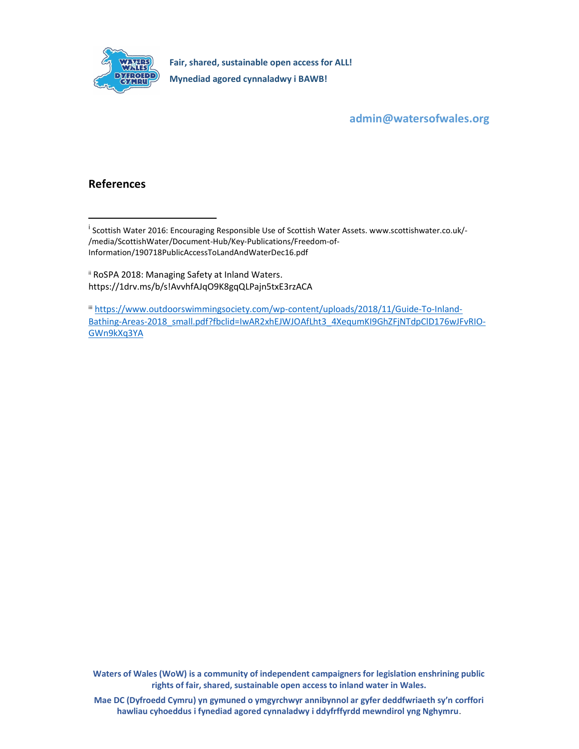Fair, shared, sustainable open access for ALL!
Mynediad agored cynnaladwy i BAWB!

admin@watersofwales.org

## References

[i] Scottish Water 2016: Encouraging Responsible Use of Scottish Water Assets. www.scottishwater.co.uk/-/media/ScottishWater/Document-Hub/Key-Publications/Freedom-of-Information/190718PublicAccessToLandAndWaterDec16.pdf

[ii] RoSPA 2018: Managing Safety at Inland Waters. https://1drv.ms/b/s!AvvhfAJqO9K8gqQLPajn5txE3rzACA

[iii] https://www.outdoorswimmingsociety.com/wp-content/uploads/2018/11/Guide-To-Inland-Bathing-Areas-2018_small.pdf?fbclid=IwAR2xhEJWJOAfLht3_4XequmKI9GhZFjNTdpClD176wJFvRIO-GWn9kXq3YA

**Waters of Wales (WoW) is a community of independent campaigners for legislation enshrining public rights of fair, shared, sustainable open access to inland water in Wales.**

**Mae DC (Dyfroedd Cymru) yn gymuned o ymgyrchwyr annibynnol ar gyfer deddfwriaeth sy'n corffori hawliau cyhoeddus i fynediad agored cynnaladwy i ddyfrffyrdd mewndirol yng Nghymru.**